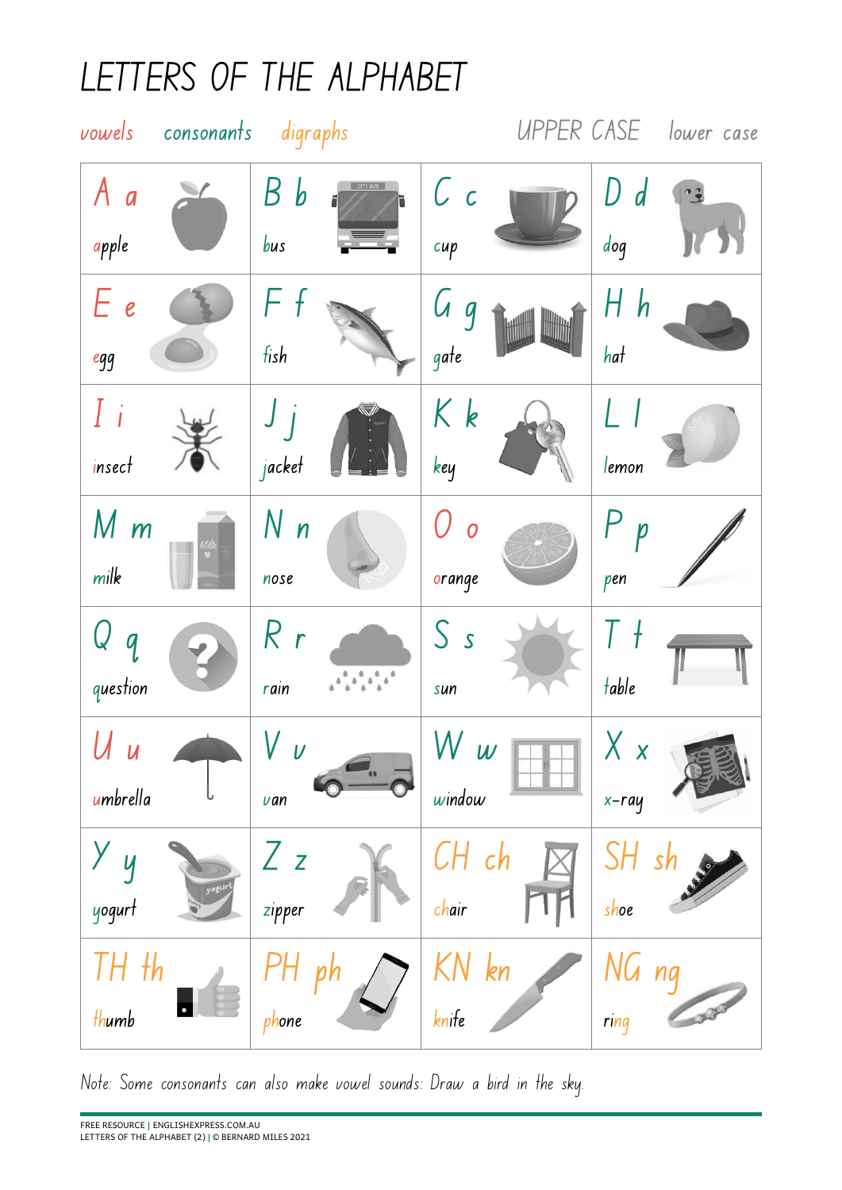# LETTERS OF THE ALPHABET

vowels consonants digraphs UPPER CASE lower case

| | | | |
|---|---|---|---|
| A a<br>apple | B b<br>bus | C c<br>cup | D d<br>dog |
| E e<br>egg | F f<br>fish | G g<br>gate | H h<br>hat |
| I i<br>insect | J j<br>jacket | K k<br>key | L l<br>lemon |
| M m<br>milk | N n<br>nose | O o<br>orange | P p<br>pen |
| Q q<br>question | R r<br>rain | S s<br>sun | T t<br>table |
| U u<br>umbrella | V v<br>van | W w<br>window | X x<br>x-ray |
| Y y<br>yogurt | Z z<br>zipper | CH ch<br>chair | SH sh<br>shoe |
| TH th<br>thumb | PH ph<br>phone | KN kn<br>knife | NG ng<br>ring |

Note: Some consonants can also make vowel sounds: Draw a bird in the sky.

FREE RESOURCE | ENGLISHEXPRESS.COM.AU
LETTERS OF THE ALPHABET (2) | © BERNARD MILES 2021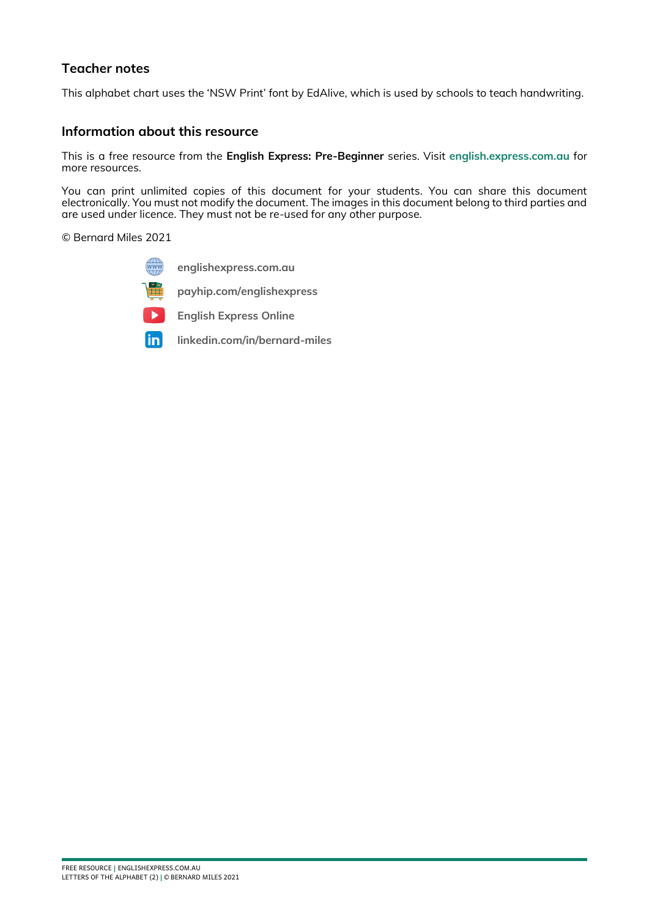## Teacher notes

This alphabet chart uses the 'NSW Print' font by EdAlive, which is used by schools to teach handwriting.

## Information about this resource

This is a free resource from the **English Express: Pre-Beginner** series. Visit **english.express.com.au** for more resources.

You can print unlimited copies of this document for your students. You can share this document electronically. You must not modify the document. The images in this document belong to third parties and are used under licence. They must not be re-used for any other purpose.

© Bernard Miles 2021

**englishexpress.com.au**

**payhip.com/englishexpress**

**English Express Online**

**linkedin.com/in/bernard-miles**